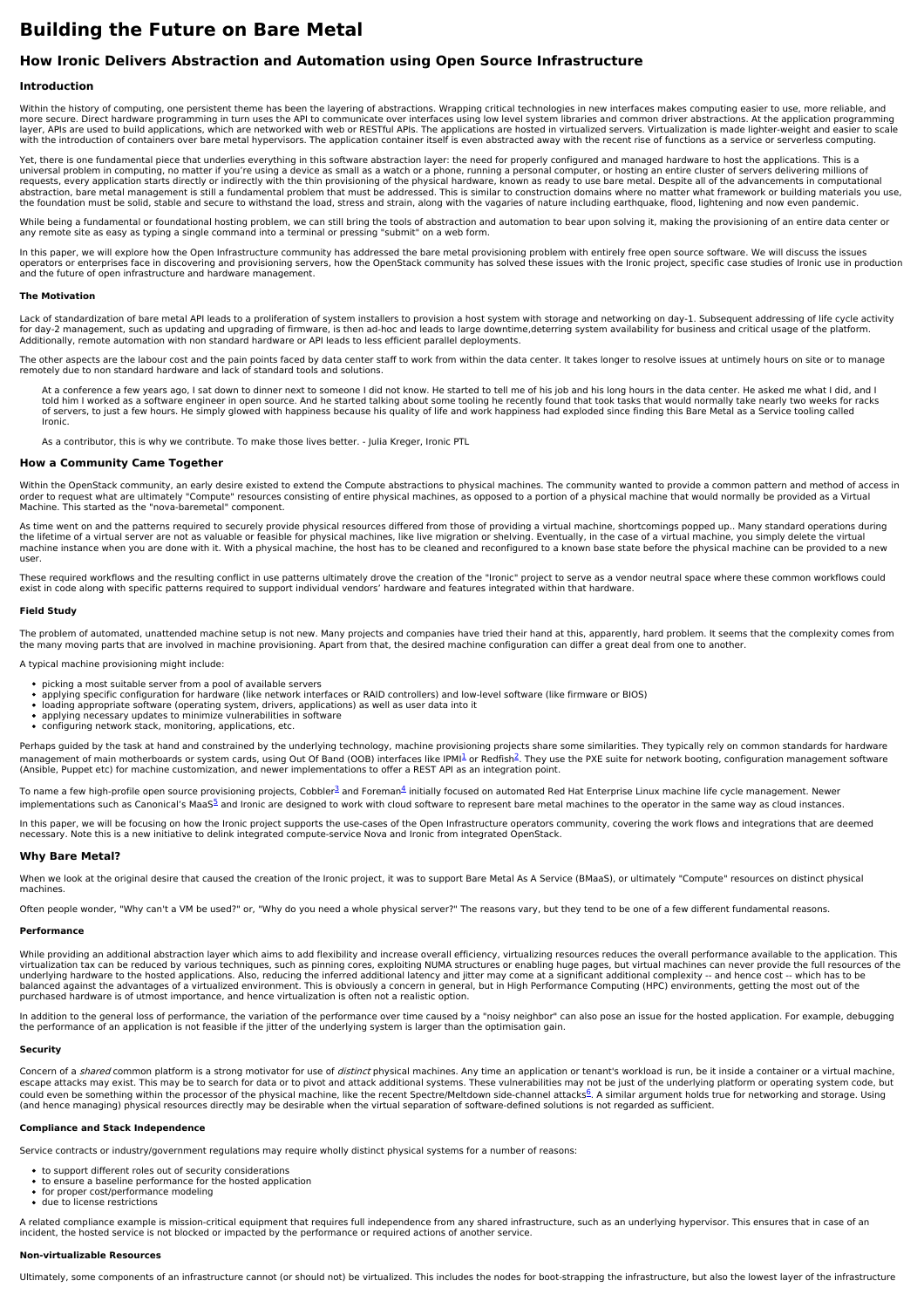# Building the Future on Bare Metal

## How Ironic Delivers Abstraction and Automation using Open Source Infrastructure

### Introduction

Within the history of computing, one persistent theme has been the layering of abstractions. Wrapping critical technologies in new interfaces makes computing easier to use, more reliable, and more secure. Direct hardware programming in turn uses the API to communicate over interfaces using low level system libraries and common driver abstractions. At the application programming layer, APIs are used to build applications, which are networked with web or RESTful APIs. The applications are hosted in virtualized servers. Virtualization is made lighter-weight and easier to scale with the introduction of containers over bare metal hypervisors. The application container itself is even abstracted away with the recent rise of functions as a service or serverless computing.

Yet, there is one fundamental piece that underlies everything in this software abstraction layer: the need for properly configured and managed hardware to host the applications. This is a universal problem in computing, no matter if you're using a device as small as a watch or a phone, running a personal computer, or hosting an entire cluster of servers delivering millions of requests, every application starts directly or indirectly with the thin provisioning of the physical hardware, known as ready to use bare metal. Despite all of the advancements in computational abstraction, bare metal management is still a fundamental problem that must be addressed. This is similar to construction domains where no matter what framework or building materials you use, the foundation must be solid, stable and secure to withstand the load, stress and strain, along with the vagaries of nature including earthquake, flood, lightening and now even pandemic.

While being a fundamental or foundational hosting problem, we can still bring the tools of abstraction and automation to bear upon solving it, making the provisioning of an entire data center or any remote site as easy as typing a single command into a terminal or pressing "submit" on a web form.

In this paper, we will explore how the Open Infrastructure community has addressed the bare metal provisioning problem with entirely free open source software. We will discuss the issues operators or enterprises face in discovering and provisioning servers, how the OpenStack community has solved these issues with the Ironic project, specific case studies of Ironic use in production and the future of open infrastructure and hardware management.

#### The Motivation

Lack of standardization of bare metal API leads to a proliferation of system installers to provision a host system with storage and networking on day-1. Subsequent addressing of life cycle activity for day-2 management, such as updating and upgrading of firmware, is then ad-hoc and leads to large downtime,deterring system availability for business and critical usage of the platform. Additionally, remote automation with non standard hardware or API leads to less efficient parallel deployments.

The other aspects are the labour cost and the pain points faced by data center staff to work from within the data center. It takes longer to resolve issues at untimely hours on site or to manage remotely due to non standard hardware and lack of standard tools and solutions.

> At a conference a few years ago, I sat down to dinner next to someone I did not know. He started to tell me of his job and his long hours in the data center. He asked me what I did, and I told him I worked as a software engineer in open source. And he started talking about some tooling he recently found that took tasks that would normally take nearly two weeks for racks of servers, to just a few hours. He simply glowed with happiness because his quality of life and work happiness had exploded since finding this Bare Metal as a Service tooling called Ironic.
>
> As a contributor, this is why we contribute. To make those lives better. - Julia Kreger, Ironic PTL

### How a Community Came Together

Within the OpenStack community, an early desire existed to extend the Compute abstractions to physical machines. The community wanted to provide a common pattern and method of access in order to request what are ultimately "Compute" resources consisting of entire physical machines, as opposed to a portion of a physical machine that would normally be provided as a Virtual Machine. This started as the "nova-baremetal" component.

As time went on and the patterns required to securely provide physical resources differed from those of providing a virtual machine, shortcomings popped up.. Many standard operations during the lifetime of a virtual server are not as valuable or feasible for physical machines, like live migration or shelving. Eventually, in the case of a virtual machine, you simply delete the virtual machine instance when you are done with it. With a physical machine, the host has to be cleaned and reconfigured to a known base state before the physical machine can be provided to a new user.

These required workflows and the resulting conflict in use patterns ultimately drove the creation of the "Ironic" project to serve as a vendor neutral space where these common workflows could exist in code along with specific patterns required to support individual vendors' hardware and features integrated within that hardware.

#### Field Study

The problem of automated, unattended machine setup is not new. Many projects and companies have tried their hand at this, apparently, hard problem. It seems that the complexity comes from the many moving parts that are involved in machine provisioning. Apart from that, the desired machine configuration can differ a great deal from one to another.

A typical machine provisioning might include:

- picking a most suitable server from a pool of available servers
- applying specific configuration for hardware (like network interfaces or RAID controllers) and low-level software (like firmware or BIOS)
- loading appropriate software (operating system, drivers, applications) as well as user data into it
- applying necessary updates to minimize vulnerabilities in software
- configuring network stack, monitoring, applications, etc.

Perhaps guided by the task at hand and constrained by the underlying technology, machine provisioning projects share some similarities. They typically rely on common standards for hardware management of main motherboards or system cards, using Out Of Band (OOB) interfaces like IPMI[1] or Redfish[2]. They use the PXE suite for network booting, configuration management software (Ansible, Puppet etc) for machine customization, and newer implementations to offer a REST API as an integration point.

To name a few high-profile open source provisioning projects, Cobbler[3] and Foreman[4] initially focused on automated Red Hat Enterprise Linux machine life cycle management. Newer implementations such as Canonical's MaaS[5] and Ironic are designed to work with cloud software to represent bare metal machines to the operator in the same way as cloud instances.

In this paper, we will be focusing on how the Ironic project supports the use-cases of the Open Infrastructure operators community, covering the work flows and integrations that are deemed necessary. Note this is a new initiative to delink integrated compute-service Nova and Ironic from integrated OpenStack.

### Why Bare Metal?

When we look at the original desire that caused the creation of the Ironic project, it was to support Bare Metal As A Service (BMaaS), or ultimately "Compute" resources on distinct physical machines.

Often people wonder, "Why can't a VM be used?" or, "Why do you need a whole physical server?" The reasons vary, but they tend to be one of a few different fundamental reasons.

#### Performance

While providing an additional abstraction layer which aims to add flexibility and increase overall efficiency, virtualizing resources reduces the overall performance available to the application. This virtualization tax can be reduced by various techniques, such as pinning cores, exploiting NUMA structures or enabling huge pages, but virtual machines can never provide the full resources of the underlying hardware to the hosted applications. Also, reducing the inferred additional latency and jitter may come at a significant additional complexity -- and hence cost -- which has to be balanced against the advantages of a virtualized environment. This is obviously a concern in general, but in High Performance Computing (HPC) environments, getting the most out of the purchased hardware is of utmost importance, and hence virtualization is often not a realistic option.

In addition to the general loss of performance, the variation of the performance over time caused by a "noisy neighbor" can also pose an issue for the hosted application. For example, debugging the performance of an application is not feasible if the jitter of the underlying system is larger than the optimisation gain.

#### Security

Concern of a *shared* common platform is a strong motivator for use of *distinct* physical machines. Any time an application or tenant's workload is run, be it inside a container or a virtual machine, escape attacks may exist. This may be to search for data or to pivot and attack additional systems. These vulnerabilities may not be just of the underlying platform or operating system code, but could even be something within the processor of the physical machine, like the recent Spectre/Meltdown side-channel attacks[6]. A similar argument holds true for networking and storage. Using (and hence managing) physical resources directly may be desirable when the virtual separation of software-defined solutions is not regarded as sufficient.

#### Compliance and Stack Independence

Service contracts or industry/government regulations may require wholly distinct physical systems for a number of reasons:

- to support different roles out of security considerations
- to ensure a baseline performance for the hosted application
- for proper cost/performance modeling
- due to license restrictions

A related compliance example is mission-critical equipment that requires full independence from any shared infrastructure, such as an underlying hypervisor. This ensures that in case of an incident, the hosted service is not blocked or impacted by the performance or required actions of another service.

#### Non-virtualizable Resources

Ultimately, some components of an infrastructure cannot (or should not) be virtualized. This includes the nodes for boot-strapping the infrastructure, but also the lowest layer of the infrastructure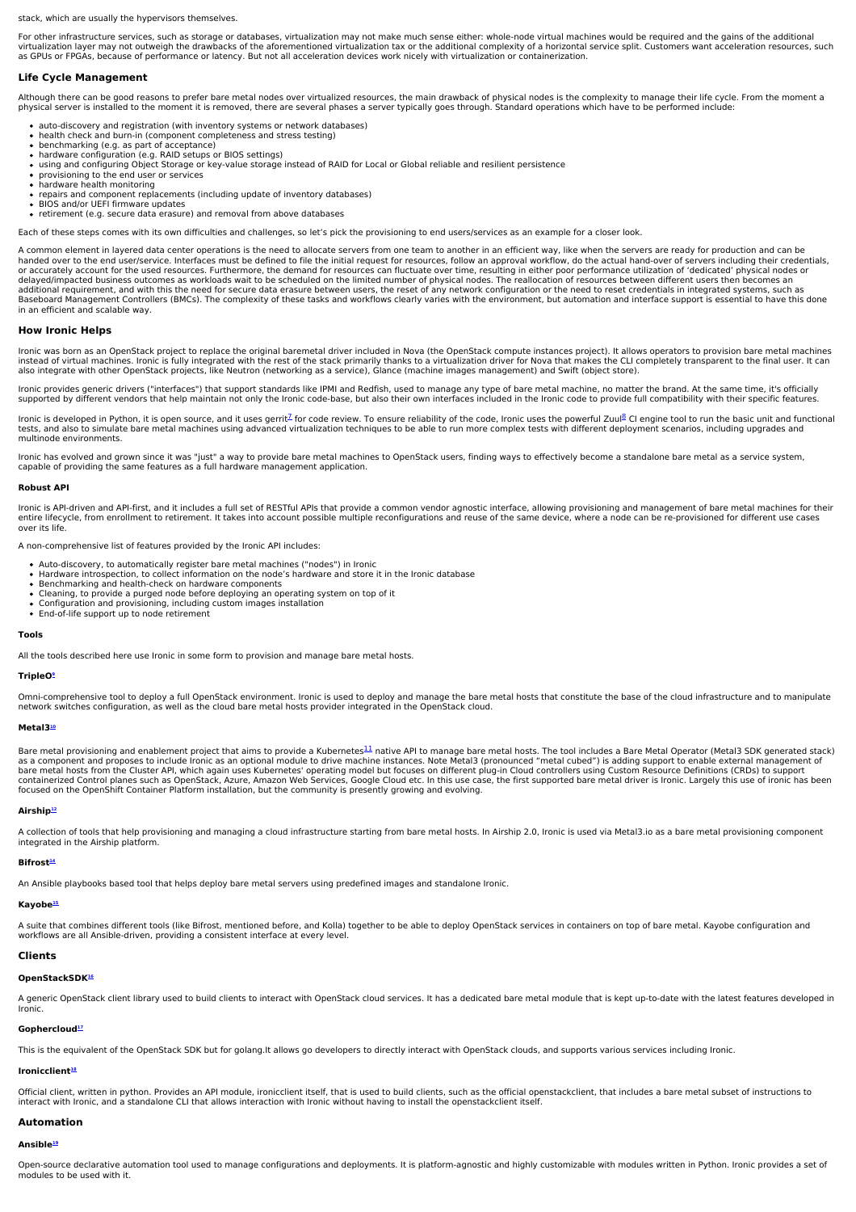stack, which are usually the hypervisors themselves.

For other infrastructure services, such as storage or databases, virtualization may not make much sense either: whole-node virtual machines would be required and the gains of the additional virtualization layer may not outweigh the drawbacks of the aforementioned virtualization tax or the additional complexity of a horizontal service split. Customers want acceleration resources, such as GPUs or FPGAs, because of performance or latency. But not all acceleration devices work nicely with virtualization or containerization.

## Life Cycle Management

Although there can be good reasons to prefer bare metal nodes over virtualized resources, the main drawback of physical nodes is the complexity to manage their life cycle. From the moment a physical server is installed to the moment it is removed, there are several phases a server typically goes through. Standard operations which have to be performed include:

- auto-discovery and registration (with inventory systems or network databases)
- health check and burn-in (component completeness and stress testing)
- benchmarking (e.g. as part of acceptance)
- hardware configuration (e.g. RAID setups or BIOS settings)
- using and configuring Object Storage or key-value storage instead of RAID for Local or Global reliable and resilient persistence
- provisioning to the end user or services
- hardware health monitoring
- repairs and component replacements (including update of inventory databases)
- BIOS and/or UEFI firmware updates
- retirement (e.g. secure data erasure) and removal from above databases

Each of these steps comes with its own difficulties and challenges, so let's pick the provisioning to end users/services as an example for a closer look.

A common element in layered data center operations is the need to allocate servers from one team to another in an efficient way, like when the servers are ready for production and can be handed over to the end user/service. Interfaces must be defined to file the initial request for resources, follow an approval workflow, do the actual hand-over of servers including their credentials, or accurately account for the used resources. Furthermore, the demand for resources can fluctuate over time, resulting in either poor performance utilization of 'dedicated' physical nodes or delayed/impacted business outcomes as workloads wait to be scheduled on the limited number of physical nodes. The reallocation of resources between different users then becomes an additional requirement, and with this the need for secure data erasure between users, the reset of any network configuration or the need to reset credentials in integrated systems, such as Baseboard Management Controllers (BMCs). The complexity of these tasks and workflows clearly varies with the environment, but automation and interface support is essential to have this done in an efficient and scalable way.

## How Ironic Helps

Ironic was born as an OpenStack project to replace the original baremetal driver included in Nova (the OpenStack compute instances project). It allows operators to provision bare metal machines instead of virtual machines. Ironic is fully integrated with the rest of the stack primarily thanks to a virtualization driver for Nova that makes the CLI completely transparent to the final user. It can also integrate with other OpenStack projects, like Neutron (networking as a service), Glance (machine images management) and Swift (object store).

Ironic provides generic drivers ("interfaces") that support standards like IPMI and Redfish, used to manage any type of bare metal machine, no matter the brand. At the same time, it's officially supported by different vendors that help maintain not only the Ironic code-base, but also their own interfaces included in the Ironic code to provide full compatibility with their specific features.

Ironic is developed in Python, it is open source, and it uses gerrit[7] for code review. To ensure reliability of the code, Ironic uses the powerful Zuul[8] CI engine tool to run the basic unit and functional tests, and also to simulate bare metal machines using advanced virtualization techniques to be able to run more complex tests with different deployment scenarios, including upgrades and multinode environments.

Ironic has evolved and grown since it was "just" a way to provide bare metal machines to OpenStack users, finding ways to effectively become a standalone bare metal as a service system, capable of providing the same features as a full hardware management application.

### Robust API

Ironic is API-driven and API-first, and it includes a full set of RESTful APIs that provide a common vendor agnostic interface, allowing provisioning and management of bare metal machines for their entire lifecycle, from enrollment to retirement. It takes into account possible multiple reconfigurations and reuse of the same device, where a node can be re-provisioned for different use cases over its life.

A non-comprehensive list of features provided by the Ironic API includes:

- Auto-discovery, to automatically register bare metal machines ("nodes") in Ironic
- Hardware introspection, to collect information on the node's hardware and store it in the Ironic database
- Benchmarking and health-check on hardware components
- Cleaning, to provide a purged node before deploying an operating system on top of it
- Configuration and provisioning, including custom images installation
- End-of-life support up to node retirement

### Tools

All the tools described here use Ironic in some form to provision and manage bare metal hosts.

#### TripleO[9]

Omni-comprehensive tool to deploy a full OpenStack environment. Ironic is used to deploy and manage the bare metal hosts that constitute the base of the cloud infrastructure and to manipulate network switches configuration, as well as the cloud bare metal hosts provider integrated in the OpenStack cloud.

#### Metal3[10]

Bare metal provisioning and enablement project that aims to provide a Kubernetes[11] native API to manage bare metal hosts. The tool includes a Bare Metal Operator (Metal3 SDK generated stack) as a component and proposes to include Ironic as an optional module to drive machine instances. Note Metal3 (pronounced "metal cubed") is adding support to enable external management of bare metal hosts from the Cluster API, which again uses Kubernetes' operating model but focuses on different plug-in Cloud controllers using Custom Resource Definitions (CRDs) to support containerized Control planes such as OpenStack, Azure, Amazon Web Services, Google Cloud etc. In this use case, the first supported bare metal driver is Ironic. Largely this use of ironic has been focused on the OpenShift Container Platform installation, but the community is presently growing and evolving.

#### Airship[12]

A collection of tools that help provisioning and managing a cloud infrastructure starting from bare metal hosts. In Airship 2.0, Ironic is used via Metal3.io as a bare metal provisioning component integrated in the Airship platform.

#### Bifrost[14]

An Ansible playbooks based tool that helps deploy bare metal servers using predefined images and standalone Ironic.

#### Kayobe[15]

A suite that combines different tools (like Bifrost, mentioned before, and Kolla) together to be able to deploy OpenStack services in containers on top of bare metal. Kayobe configuration and workflows are all Ansible-driven, providing a consistent interface at every level.

## Clients

#### OpenStackSDK[16]

A generic OpenStack client library used to build clients to interact with OpenStack cloud services. It has a dedicated bare metal module that is kept up-to-date with the latest features developed in Ironic.

#### Gophercloud[17]

This is the equivalent of the OpenStack SDK but for golang.It allows go developers to directly interact with OpenStack clouds, and supports various services including Ironic.

#### Ironicclient[18]

Official client, written in python. Provides an API module, ironicclient itself, that is used to build clients, such as the official openstackclient, that includes a bare metal subset of instructions to interact with Ironic, and a standalone CLI that allows interaction with Ironic without having to install the openstackclient itself.

## Automation

#### Ansible[19]

Open-source declarative automation tool used to manage configurations and deployments. It is platform-agnostic and highly customizable with modules written in Python. Ironic provides a set of modules to be used with it.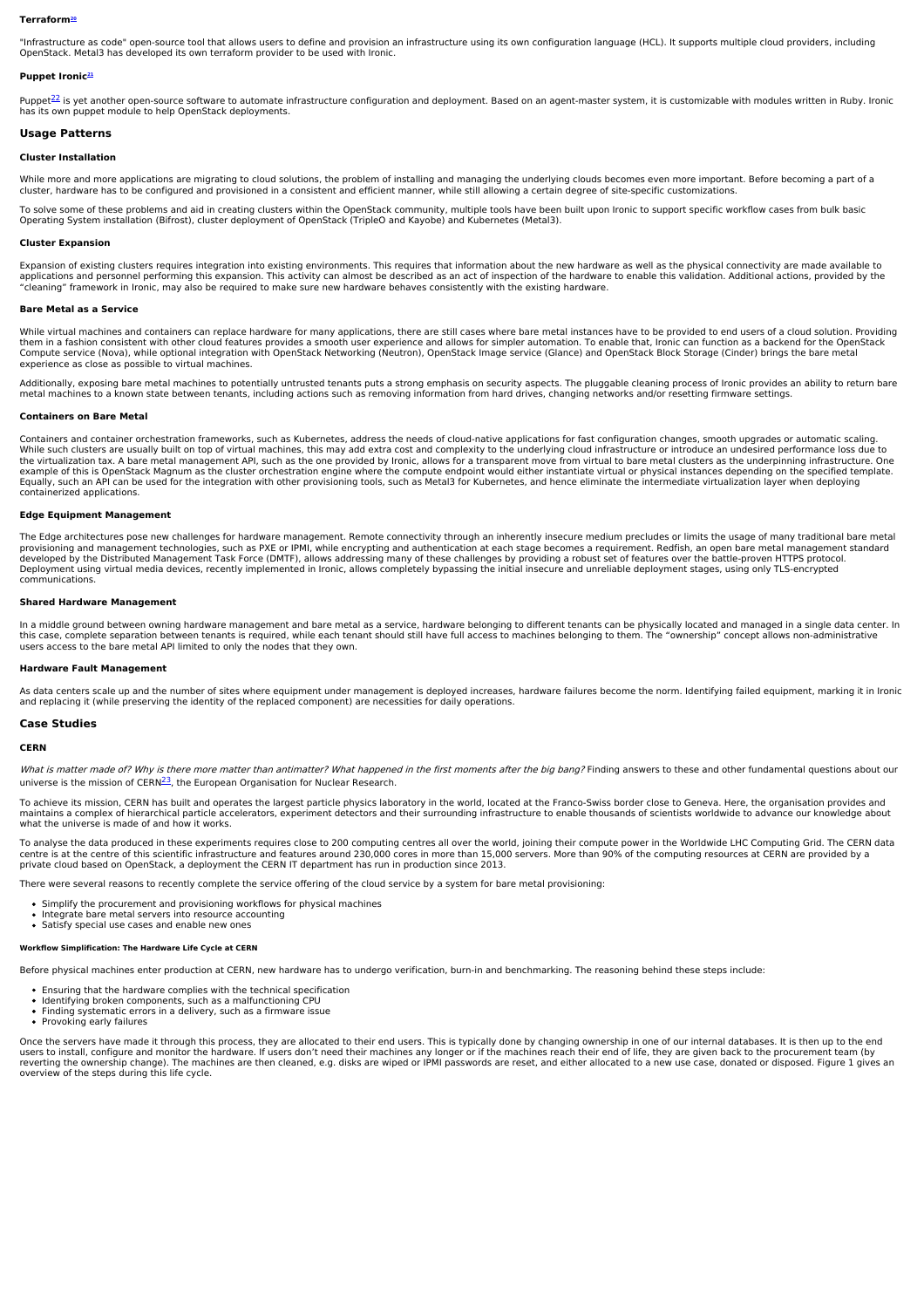#### Terraform[20]

"Infrastructure as code" open-source tool that allows users to define and provision an infrastructure using its own configuration language (HCL). It supports multiple cloud providers, including OpenStack. Metal3 has developed its own terraform provider to be used with Ironic.

#### Puppet Ironic[21]

Puppet[22] is yet another open-source software to automate infrastructure configuration and deployment. Based on an agent-master system, it is customizable with modules written in Ruby. Ironic has its own puppet module to help OpenStack deployments.

## Usage Patterns

### Cluster Installation

While more and more applications are migrating to cloud solutions, the problem of installing and managing the underlying clouds becomes even more important. Before becoming a part of a cluster, hardware has to be configured and provisioned in a consistent and efficient manner, while still allowing a certain degree of site-specific customizations.

To solve some of these problems and aid in creating clusters within the OpenStack community, multiple tools have been built upon Ironic to support specific workflow cases from bulk basic Operating System installation (Bifrost), cluster deployment of OpenStack (TripleO and Kayobe) and Kubernetes (Metal3).

### Cluster Expansion

Expansion of existing clusters requires integration into existing environments. This requires that information about the new hardware as well as the physical connectivity are made available to applications and personnel performing this expansion. This activity can almost be described as an act of inspection of the hardware to enable this validation. Additional actions, provided by the "cleaning" framework in Ironic, may also be required to make sure new hardware behaves consistently with the existing hardware.

### Bare Metal as a Service

While virtual machines and containers can replace hardware for many applications, there are still cases where bare metal instances have to be provided to end users of a cloud solution. Providing them in a fashion consistent with other cloud features provides a smooth user experience and allows for simpler automation. To enable that, Ironic can function as a backend for the OpenStack Compute service (Nova), while optional integration with OpenStack Networking (Neutron), OpenStack Image service (Glance) and OpenStack Block Storage (Cinder) brings the bare metal experience as close as possible to virtual machines.

Additionally, exposing bare metal machines to potentially untrusted tenants puts a strong emphasis on security aspects. The pluggable cleaning process of Ironic provides an ability to return bare metal machines to a known state between tenants, including actions such as removing information from hard drives, changing networks and/or resetting firmware settings.

### Containers on Bare Metal

Containers and container orchestration frameworks, such as Kubernetes, address the needs of cloud-native applications for fast configuration changes, smooth upgrades or automatic scaling. While such clusters are usually built on top of virtual machines, this may add extra cost and complexity to the underlying cloud infrastructure or introduce an undesired performance loss due to the virtualization tax. A bare metal management API, such as the one provided by Ironic, allows for a transparent move from virtual to bare metal clusters as the underpinning infrastructure. One example of this is OpenStack Magnum as the cluster orchestration engine where the compute endpoint would either instantiate virtual or physical instances depending on the specified template. Equally, such an API can be used for the integration with other provisioning tools, such as Metal3 for Kubernetes, and hence eliminate the intermediate virtualization layer when deploying containerized applications.

### Edge Equipment Management

The Edge architectures pose new challenges for hardware management. Remote connectivity through an inherently insecure medium precludes or limits the usage of many traditional bare metal provisioning and management technologies, such as PXE or IPMI, while encrypting and authentication at each stage becomes a requirement. Redfish, an open bare metal management standard developed by the Distributed Management Task Force (DMTF), allows addressing many of these challenges by providing a robust set of features over the battle-proven HTTPS protocol. Deployment using virtual media devices, recently implemented in Ironic, allows completely bypassing the initial insecure and unreliable deployment stages, using only TLS-encrypted communications.

### Shared Hardware Management

In a middle ground between owning hardware management and bare metal as a service, hardware belonging to different tenants can be physically located and managed in a single data center. In this case, complete separation between tenants is required, while each tenant should still have full access to machines belonging to them. The "ownership" concept allows non-administrative users access to the bare metal API limited to only the nodes that they own.

### Hardware Fault Management

As data centers scale up and the number of sites where equipment under management is deployed increases, hardware failures become the norm. Identifying failed equipment, marking it in Ironic and replacing it (while preserving the identity of the replaced component) are necessities for daily operations.

## Case Studies

### CERN

*What is matter made of? Why is there more matter than antimatter? What happened in the first moments after the big bang?* Finding answers to these and other fundamental questions about our universe is the mission of CERN[23], the European Organisation for Nuclear Research.

To achieve its mission, CERN has built and operates the largest particle physics laboratory in the world, located at the Franco-Swiss border close to Geneva. Here, the organisation provides and maintains a complex of hierarchical particle accelerators, experiment detectors and their surrounding infrastructure to enable thousands of scientists worldwide to advance our knowledge about what the universe is made of and how it works.

To analyse the data produced in these experiments requires close to 200 computing centres all over the world, joining their compute power in the Worldwide LHC Computing Grid. The CERN data centre is at the centre of this scientific infrastructure and features around 230,000 cores in more than 15,000 servers. More than 90% of the computing resources at CERN are provided by a private cloud based on OpenStack, a deployment the CERN IT department has run in production since 2013.

There were several reasons to recently complete the service offering of the cloud service by a system for bare metal provisioning:

- Simplify the procurement and provisioning workflows for physical machines
- Integrate bare metal servers into resource accounting
- Satisfy special use cases and enable new ones

##### Workflow Simplification: The Hardware Life Cycle at CERN

Before physical machines enter production at CERN, new hardware has to undergo verification, burn-in and benchmarking. The reasoning behind these steps include:

- Ensuring that the hardware complies with the technical specification
- Identifying broken components, such as a malfunctioning CPU
- Finding systematic errors in a delivery, such as a firmware issue
- Provoking early failures

Once the servers have made it through this process, they are allocated to their end users. This is typically done by changing ownership in one of our internal databases. It is then up to the end users to install, configure and monitor the hardware. If users don't need their machines any longer or if the machines reach their end of life, they are given back to the procurement team (by reverting the ownership change). The machines are then cleaned, e.g. disks are wiped or IPMI passwords are reset, and either allocated to a new use case, donated or disposed. Figure 1 gives an overview of the steps during this life cycle.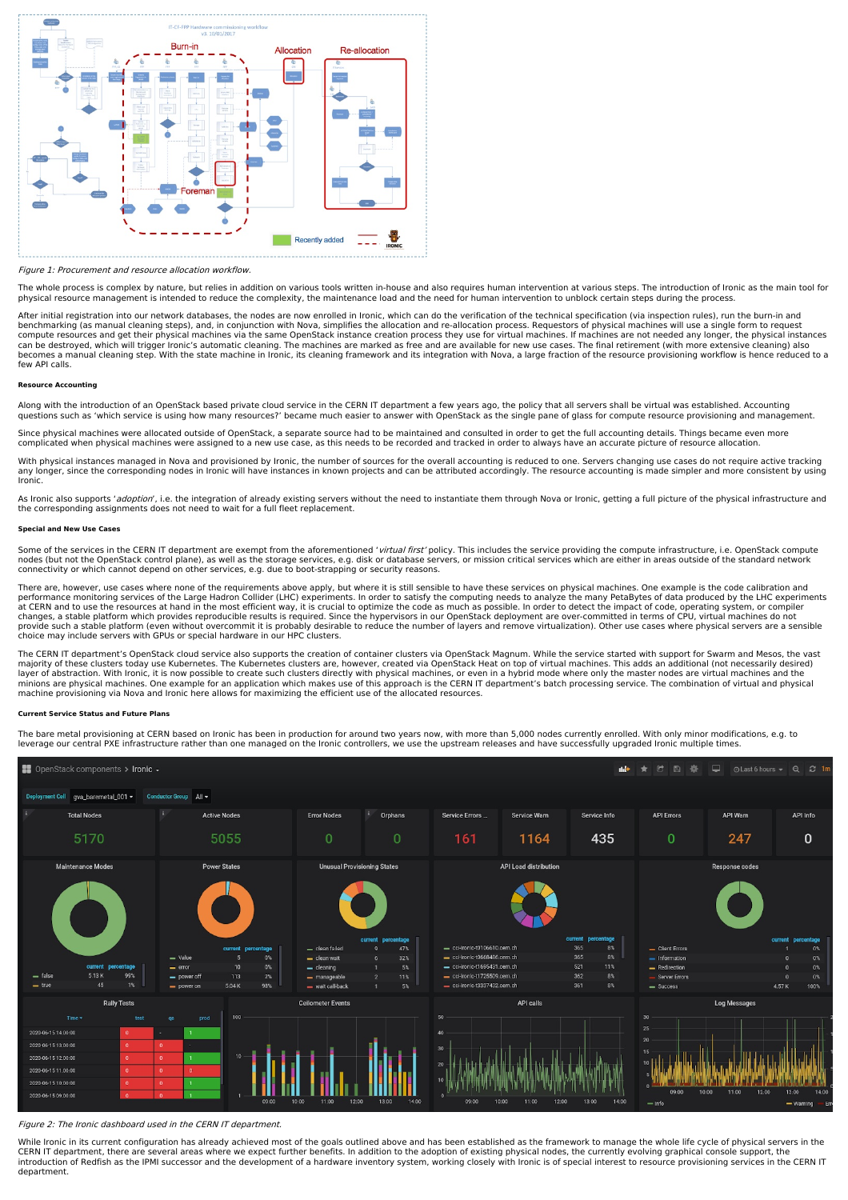*Figure 1: Procurement and resource allocation workflow.*

The whole process is complex by nature, but relies in addition on various tools written in-house and also requires human intervention at various steps. The introduction of Ironic as the main tool for physical resource management is intended to reduce the complexity, the maintenance load and the need for human intervention to unblock certain steps during the process.

After initial registration into our network databases, the nodes are now enrolled in Ironic, which can do the verification of the technical specification (via inspection rules), run the burn-in and benchmarking (as manual cleaning steps), and, in conjunction with Nova, simplifies the allocation and re-allocation process. Requestors of physical machines will use a single form to request compute resources and get their physical machines via the same OpenStack instance creation process they use for virtual machines. If machines are not needed any longer, the physical instances can be destroyed, which will trigger Ironic's automatic cleaning. The machines are marked as free and are available for new use cases. The final retirement (with more extensive cleaning) also becomes a manual cleaning step. With the state machine in Ironic, its cleaning framework and its integration with Nova, a large fraction of the resource provisioning workflow is hence reduced to a few API calls.

**Resource Accounting**

Along with the introduction of an OpenStack based private cloud service in the CERN IT department a few years ago, the policy that all servers shall be virtual was established. Accounting questions such as 'which service is using how many resources?' became much easier to answer with OpenStack as the single pane of glass for compute resource provisioning and management.

Since physical machines were allocated outside of OpenStack, a separate source had to be maintained and consulted in order to get the full accounting details. Things became even more complicated when physical machines were assigned to a new use case, as this needs to be recorded and tracked in order to always have an accurate picture of resource allocation.

With physical instances managed in Nova and provisioned by Ironic, the number of sources for the overall accounting is reduced to one. Servers changing use cases do not require active tracking any longer, since the corresponding nodes in Ironic will have instances in known projects and can be attributed accordingly. The resource accounting is made simpler and more consistent by using Ironic.

As Ironic also supports '*adoption*', i.e. the integration of already existing servers without the need to instantiate them through Nova or Ironic, getting a full picture of the physical infrastructure and the corresponding assignments does not need to wait for a full fleet replacement.

**Special and New Use Cases**

Some of the services in the CERN IT department are exempt from the aforementioned '*virtual first*' policy. This includes the service providing the compute infrastructure, i.e. OpenStack compute nodes (but not the OpenStack control plane), as well as the storage services, e.g. disk or database servers, or mission critical services which are either in areas outside of the standard network connectivity or which cannot depend on other services, e.g. due to boot-strapping or security reasons.

There are, however, use cases where none of the requirements above apply, but where it is still sensible to have these services on physical machines. One example is the code calibration and performance monitoring services of the Large Hadron Collider (LHC) experiments. In order to satisfy the computing needs to analyze the many PetaBytes of data produced by the LHC experiments at CERN and to use the resources at hand in the most efficient way, it is crucial to optimize the code as much as possible. In order to detect the impact of code, operating system, or compiler changes, a stable platform which provides reproducible results is required. Since the hypervisors in our OpenStack deployment are over-committed in terms of CPU, virtual machines do not provide such a stable platform (even without overcommit it is probably desirable to reduce the number of layers and remove virtualization). Other use cases where physical servers are a sensible choice may include servers with GPUs or special hardware in our HPC clusters.

The CERN IT department's OpenStack cloud service also supports the creation of container clusters via OpenStack Magnum. While the service started with support for Swarm and Mesos, the vast majority of these clusters today use Kubernetes. The Kubernetes clusters are, however, created via OpenStack Heat on top of virtual machines. This adds an additional (not necessarily desired) layer of abstraction. With Ironic, it is now possible to create such clusters directly with physical machines, or even in a hybrid mode where only the master nodes are virtual machines and the minions are physical machines. One example for an application which makes use of this approach is the CERN IT department's batch processing service. The combination of virtual and physical machine provisioning via Nova and Ironic here allows for maximizing the efficient use of the allocated resources.

**Current Service Status and Future Plans**

The bare metal provisioning at CERN based on Ironic has been in production for around two years now, with more than 5,000 nodes currently enrolled. With only minor modifications, e.g. to leverage our central PXE infrastructure rather than one managed on the Ironic controllers, we use the upstream releases and have successfully upgraded Ironic multiple times.

*Figure 2: The Ironic dashboard used in the CERN IT department.*

While Ironic in its current configuration has already achieved most of the goals outlined above and has been established as the framework to manage the whole life cycle of physical servers in the CERN IT department, there are several areas where we expect further benefits. In addition to the adoption of existing physical nodes, the currently evolving graphical console support, the introduction of Redfish as the IPMI successor and the development of a hardware inventory system, working closely with Ironic is of special interest to resource provisioning services in the CERN IT department.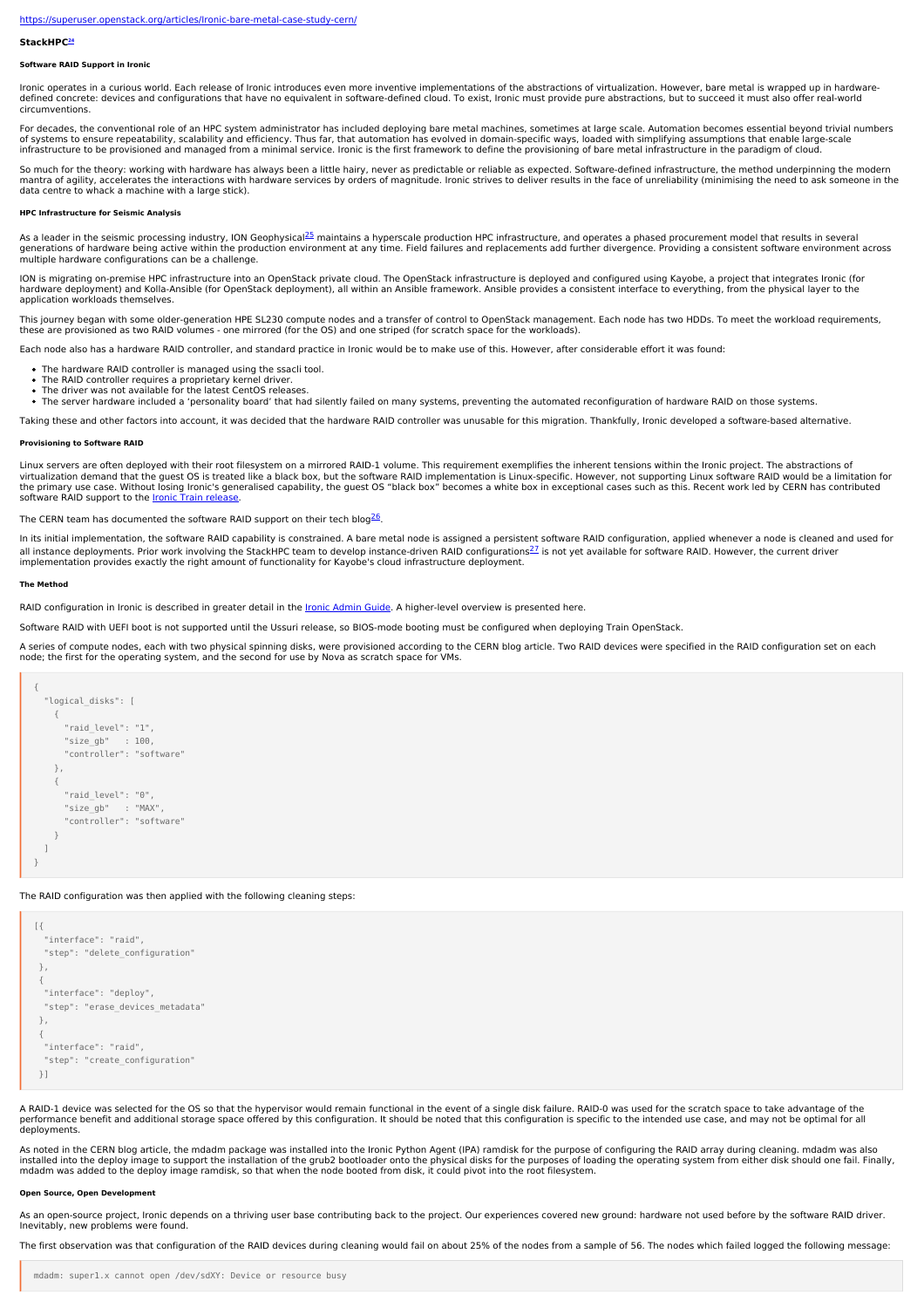https://superuser.openstack.org/articles/Ironic-bare-metal-case-study-cern/

### StackHPC[24]

#### Software RAID Support in Ironic

Ironic operates in a curious world. Each release of Ironic introduces even more inventive implementations of the abstractions of virtualization. However, bare metal is wrapped up in hardware-defined concrete: devices and configurations that have no equivalent in software-defined cloud. To exist, Ironic must provide pure abstractions, but to succeed it must also offer real-world circumventions.

For decades, the conventional role of an HPC system administrator has included deploying bare metal machines, sometimes at large scale. Automation becomes essential beyond trivial numbers of systems to ensure repeatability, scalability and efficiency. Thus far, that automation has evolved in domain-specific ways, loaded with simplifying assumptions that enable large-scale infrastructure to be provisioned and managed from a minimal service. Ironic is the first framework to define the provisioning of bare metal infrastructure in the paradigm of cloud.

So much for the theory: working with hardware has always been a little hairy, never as predictable or reliable as expected. Software-defined infrastructure, the method underpinning the modern mantra of agility, accelerates the interactions with hardware services by orders of magnitude. Ironic strives to deliver results in the face of unreliability (minimising the need to ask someone in the data centre to whack a machine with a large stick).

#### HPC Infrastructure for Seismic Analysis

As a leader in the seismic processing industry, ION Geophysical[25] maintains a hyperscale production HPC infrastructure, and operates a phased procurement model that results in several generations of hardware being active within the production environment at any time. Field failures and replacements add further divergence. Providing a consistent software environment across multiple hardware configurations can be a challenge.

ION is migrating on-premise HPC infrastructure into an OpenStack private cloud. The OpenStack infrastructure is deployed and configured using Kayobe, a project that integrates Ironic (for hardware deployment) and Kolla-Ansible (for OpenStack deployment), all within an Ansible framework. Ansible provides a consistent interface to everything, from the physical layer to the application workloads themselves.

This journey began with some older-generation HPE SL230 compute nodes and a transfer of control to OpenStack management. Each node has two HDDs. To meet the workload requirements, these are provisioned as two RAID volumes - one mirrored (for the OS) and one striped (for scratch space for the workloads).

Each node also has a hardware RAID controller, and standard practice in Ironic would be to make use of this. However, after considerable effort it was found:

- The hardware RAID controller is managed using the ssacli tool.
- The RAID controller requires a proprietary kernel driver.
- The driver was not available for the latest CentOS releases.
- The server hardware included a 'personality board' that had silently failed on many systems, preventing the automated reconfiguration of hardware RAID on those systems.

Taking these and other factors into account, it was decided that the hardware RAID controller was unusable for this migration. Thankfully, Ironic developed a software-based alternative.

#### Provisioning to Software RAID

Linux servers are often deployed with their root filesystem on a mirrored RAID-1 volume. This requirement exemplifies the inherent tensions within the Ironic project. The abstractions of virtualization demand that the guest OS is treated like a black box, but the software RAID implementation is Linux-specific. However, not supporting Linux software RAID would be a limitation for the primary use case. Without losing Ironic's generalised capability, the guest OS "black box" becomes a white box in exceptional cases such as this. Recent work led by CERN has contributed software RAID support to the Ironic Train release.

The CERN team has documented the software RAID support on their tech blog[26].

In its initial implementation, the software RAID capability is constrained. A bare metal node is assigned a persistent software RAID configuration, applied whenever a node is cleaned and used for all instance deployments. Prior work involving the StackHPC team to develop instance-driven RAID configurations[27] is not yet available for software RAID. However, the current driver implementation provides exactly the right amount of functionality for Kayobe's cloud infrastructure deployment.

#### The Method

RAID configuration in Ironic is described in greater detail in the Ironic Admin Guide. A higher-level overview is presented here.

Software RAID with UEFI boot is not supported until the Ussuri release, so BIOS-mode booting must be configured when deploying Train OpenStack.

A series of compute nodes, each with two physical spinning disks, were provisioned according to the CERN blog article. Two RAID devices were specified in the RAID configuration set on each node; the first for the operating system, and the second for use by Nova as scratch space for VMs.

```
{
  "logical_disks": [
    {
      "raid_level": "1",
      "size_gb"   : 100,
      "controller": "software"
    },
    {
      "raid_level": "0",
      "size_gb"   : "MAX",
      "controller": "software"
    }
  ]
}
```

The RAID configuration was then applied with the following cleaning steps:

```
[{
  "interface": "raid",
  "step": "delete_configuration"
 },
 {
  "interface": "deploy",
  "step": "erase_devices_metadata"
 },
 {
  "interface": "raid",
  "step": "create_configuration"
 }]
```

A RAID-1 device was selected for the OS so that the hypervisor would remain functional in the event of a single disk failure. RAID-0 was used for the scratch space to take advantage of the performance benefit and additional storage space offered by this configuration. It should be noted that this configuration is specific to the intended use case, and may not be optimal for all deployments.

As noted in the CERN blog article, the mdadm package was installed into the Ironic Python Agent (IPA) ramdisk for the purpose of configuring the RAID array during cleaning. mdadm was also installed into the deploy image to support the installation of the grub2 bootloader onto the physical disks for the purposes of loading the operating system from either disk should one fail. Finally, mdadm was added to the deploy image ramdisk, so that when the node booted from disk, it could pivot into the root filesystem.

#### Open Source, Open Development

As an open-source project, Ironic depends on a thriving user base contributing back to the project. Our experiences covered new ground: hardware not used before by the software RAID driver. Inevitably, new problems were found.

The first observation was that configuration of the RAID devices during cleaning would fail on about 25% of the nodes from a sample of 56. The nodes which failed logged the following message:

```
mdadm: super1.x cannot open /dev/sdXY: Device or resource busy
```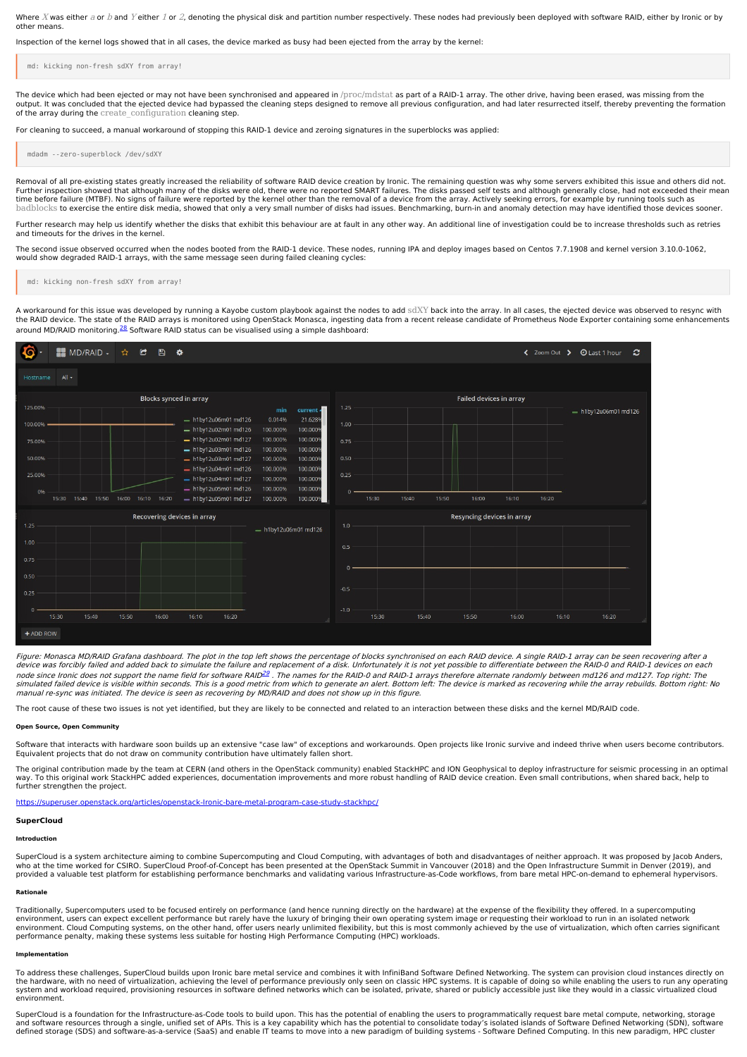Where $X$ was either $a$ or $b$ and $Y$ either $1$ or $2$, denoting the physical disk and partition number respectively. These nodes had previously been deployed with software RAID, either by Ironic or by other means.

Inspection of the kernel logs showed that in all cases, the device marked as busy had been ejected from the array by the kernel:

```
md: kicking non-fresh sdXY from array!
```

The device which had been ejected or may not have been synchronised and appeared in /proc/mdstat as part of a RAID-1 array. The other drive, having been erased, was missing from the output. It was concluded that the ejected device had bypassed the cleaning steps designed to remove all previous configuration, and had later resurrected itself, thereby preventing the formation of the array during the create_configuration cleaning step.

For cleaning to succeed, a manual workaround of stopping this RAID-1 device and zeroing signatures in the superblocks was applied:

```
mdadm --zero-superblock /dev/sdXY
```

Removal of all pre-existing states greatly increased the reliability of software RAID device creation by Ironic. The remaining question was why some servers exhibited this issue and others did not. Further inspection showed that although many of the disks were old, there were no reported SMART failures. The disks passed self tests and although generally close, had not exceeded their mean time before failure (MTBF). No signs of failure were reported by the kernel other than the removal of a device from the array. Actively seeking errors, for example by running tools such as badblocks to exercise the entire disk media, showed that only a very small number of disks had issues. Benchmarking, burn-in and anomaly detection may have identified those devices sooner.

Further research may help us identify whether the disks that exhibit this behaviour are at fault in any other way. An additional line of investigation could be to increase thresholds such as retries and timeouts for the drives in the kernel.

The second issue observed occurred when the nodes booted from the RAID-1 device. These nodes, running IPA and deploy images based on Centos 7.7.1908 and kernel version 3.10.0-1062, would show degraded RAID-1 arrays, with the same message seen during failed cleaning cycles:

```
md: kicking non-fresh sdXY from array!
```

A workaround for this issue was developed by running a Kayobe custom playbook against the nodes to add sdXY back into the array. In all cases, the ejected device was observed to resync with the RAID device. The state of the RAID arrays is monitored using OpenStack Monasca, ingesting data from a recent release candidate of Prometheus Node Exporter containing some enhancements around MD/RAID monitoring.[28] Software RAID status can be visualised using a simple dashboard:

*Figure: Monasca MD/RAID Grafana dashboard. The plot in the top left shows the percentage of blocks synchronised on each RAID device. A single RAID-1 array can be seen recovering after a device was forcibly failed and added back to simulate the failure and replacement of a disk. Unfortunately it is not yet possible to differentiate between the RAID-0 and RAID-1 devices on each node since Ironic does not support the name field for software RAID[29]. The names for the RAID-0 and RAID-1 arrays therefore alternate randomly between md126 and md127. Top right: The simulated failed device is visible within seconds. This is a good metric from which to generate an alert. Bottom left: The device is marked as recovering while the array rebuilds. Bottom right: No manual re-sync was initiated. The device is seen as recovering by MD/RAID and does not show up in this figure.*

The root cause of these two issues is not yet identified, but they are likely to be connected and related to an interaction between these disks and the kernel MD/RAID code.

##### Open Source, Open Community

Software that interacts with hardware soon builds up an extensive "case law" of exceptions and workarounds. Open projects like Ironic survive and indeed thrive when users become contributors. Equivalent projects that do not draw on community contribution have ultimately fallen short.

The original contribution made by the team at CERN (and others in the OpenStack community) enabled StackHPC and ION Geophysical to deploy infrastructure for seismic processing in an optimal way. To this original work StackHPC added experiences, documentation improvements and more robust handling of RAID device creation. Even small contributions, when shared back, help to further strengthen the project.

https://superuser.openstack.org/articles/openstack-Ironic-bare-metal-program-case-study-stackhpc/

### SuperCloud

##### Introduction

SuperCloud is a system architecture aiming to combine Supercomputing and Cloud Computing, with advantages of both and disadvantages of neither approach. It was proposed by Jacob Anders, who at the time worked for CSIRO. SuperCloud Proof-of-Concept has been presented at the OpenStack Summit in Vancouver (2018) and the Open Infrastructure Summit in Denver (2019), and provided a valuable test platform for establishing performance benchmarks and validating various Infrastructure-as-Code workflows, from bare metal HPC-on-demand to ephemeral hypervisors.

##### Rationale

Traditionally, Supercomputers used to be focused entirely on performance (and hence running directly on the hardware) at the expense of the flexibility they offered. In a supercomputing environment, users can expect excellent performance but rarely have the luxury of bringing their own operating system image or requesting their workload to run in an isolated network environment. Cloud Computing systems, on the other hand, offer users nearly unlimited flexibility, but this is most commonly achieved by the use of virtualization, which often carries significant performance penalty, making these systems less suitable for hosting High Performance Computing (HPC) workloads.

##### Implementation

To address these challenges, SuperCloud builds upon Ironic bare metal service and combines it with InfiniBand Software Defined Networking. The system can provision cloud instances directly on the hardware, with no need of virtualization, achieving the level of performance previously only seen on classic HPC systems. It is capable of doing so while enabling the users to run any operating system and workload required, provisioning resources in software defined networks which can be isolated, private, shared or publicly accessible just like they would in a classic virtualized cloud environment.

SuperCloud is a foundation for the Infrastructure-as-Code tools to build upon. This has the potential of enabling the users to programmatically request bare metal compute, networking, storage and software resources through a single, unified set of APIs. This is a key capability which has the potential to consolidate today's isolated islands of Software Defined Networking (SDN), software defined storage (SDS) and software-as-a-service (SaaS) and enable IT teams to move into a new paradigm of building systems - Software Defined Computing. In this new paradigm, HPC cluster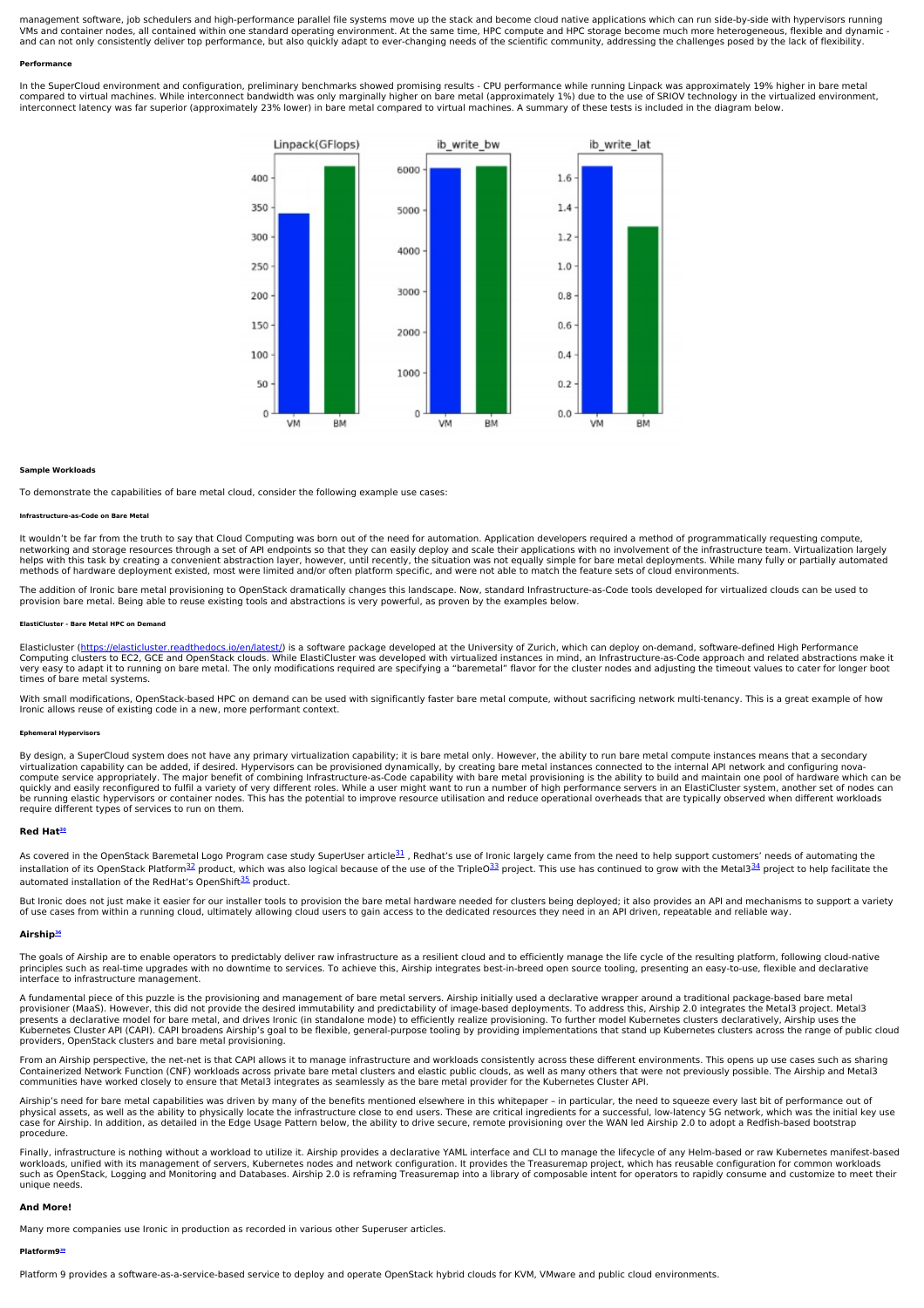management software, job schedulers and high-performance parallel file systems move up the stack and become cloud native applications which can run side-by-side with hypervisors running VMs and container nodes, all contained within one standard operating environment. At the same time, HPC compute and HPC storage become much more heterogeneous, flexible and dynamic - and can not only consistently deliver top performance, but also quickly adapt to ever-changing needs of the scientific community, addressing the challenges posed by the lack of flexibility.

#### Performance

In the SuperCloud environment and configuration, preliminary benchmarks showed promising results - CPU performance while running Linpack was approximately 19% higher in bare metal compared to virtual machines. While interconnect bandwidth was only marginally higher on bare metal (approximately 1%) due to the use of SRIOV technology in the virtualized environment, interconnect latency was far superior (approximately 23% lower) in bare metal compared to virtual machines. A summary of these tests is included in the diagram below.

#### Sample Workloads

To demonstrate the capabilities of bare metal cloud, consider the following example use cases:

##### Infrastructure-as-Code on Bare Metal

It wouldn't be far from the truth to say that Cloud Computing was born out of the need for automation. Application developers required a method of programmatically requesting compute, networking and storage resources through a set of API endpoints so that they can easily deploy and scale their applications with no involvement of the infrastructure team. Virtualization largely helps with this task by creating a convenient abstraction layer, however, until recently, the situation was not equally simple for bare metal deployments. While many fully or partially automated methods of hardware deployment existed, most were limited and/or often platform specific, and were not able to match the feature sets of cloud environments.

The addition of Ironic bare metal provisioning to OpenStack dramatically changes this landscape. Now, standard Infrastructure-as-Code tools developed for virtualized clouds can be used to provision bare metal. Being able to reuse existing tools and abstractions is very powerful, as proven by the examples below.

##### ElastiCluster - Bare Metal HPC on Demand

Elasticluster (https://elasticluster.readthedocs.io/en/latest/) is a software package developed at the University of Zurich, which can deploy on-demand, software-defined High Performance Computing clusters to EC2, GCE and OpenStack clouds. While ElastiCluster was developed with virtualized instances in mind, an Infrastructure-as-Code approach and related abstractions make it very easy to adapt it to running on bare metal. The only modifications required are specifying a "baremetal" flavor for the cluster nodes and adjusting the timeout values to cater for longer boot times of bare metal systems.

With small modifications, OpenStack-based HPC on demand can be used with significantly faster bare metal compute, without sacrificing network multi-tenancy. This is a great example of how Ironic allows reuse of existing code in a new, more performant context.

##### Ephemeral Hypervisors

By design, a SuperCloud system does not have any primary virtualization capability; it is bare metal only. However, the ability to run bare metal compute instances means that a secondary virtualization capability can be added, if desired. Hypervisors can be provisioned dynamically, by creating bare metal instances connected to the internal API network and configuring nova-compute service appropriately. The major benefit of combining Infrastructure-as-Code capability with bare metal provisioning is the ability to build and maintain one pool of hardware which can be quickly and easily reconfigured to fulfil a variety of very different roles. While a user might want to run a number of high performance servers in an ElastiCluster system, another set of nodes can be running elastic hypervisors or container nodes. This has the potential to improve resource utilisation and reduce operational overheads that are typically observed when different workloads require different types of services to run on them.

### Red Hat[30]

As covered in the OpenStack Baremetal Logo Program case study SuperUser article[31] , Redhat's use of Ironic largely came from the need to help support customers' needs of automating the installation of its OpenStack Platform[32] product, which was also logical because of the use of the TripleO[33] project. This use has continued to grow with the Metal3[34] project to help facilitate the automated installation of the RedHat's OpenShift[35] product.

But Ironic does not just make it easier for our installer tools to provision the bare metal hardware needed for clusters being deployed; it also provides an API and mechanisms to support a variety of use cases from within a running cloud, ultimately allowing cloud users to gain access to the dedicated resources they need in an API driven, repeatable and reliable way.

### Airship[36]

The goals of Airship are to enable operators to predictably deliver raw infrastructure as a resilient cloud and to efficiently manage the life cycle of the resulting platform, following cloud-native principles such as real-time upgrades with no downtime to services. To achieve this, Airship integrates best-in-breed open source tooling, presenting an easy-to-use, flexible and declarative interface to infrastructure management.

A fundamental piece of this puzzle is the provisioning and management of bare metal servers. Airship initially used a declarative wrapper around a traditional package-based bare metal provisioner (MaaS). However, this did not provide the desired immutability and predictability of image-based deployments. To address this, Airship 2.0 integrates the Metal3 project. Metal3 presents a declarative model for bare metal, and drives Ironic (in standalone mode) to efficiently realize provisioning. To further model Kubernetes clusters declaratively, Airship uses the Kubernetes Cluster API (CAPI). CAPI broadens Airship's goal to be flexible, general-purpose tooling by providing implementations that stand up Kubernetes clusters across the range of public cloud providers, OpenStack clusters and bare metal provisioning.

From an Airship perspective, the net-net is that CAPI allows it to manage infrastructure and workloads consistently across these different environments. This opens up use cases such as sharing Containerized Network Function (CNF) workloads across private bare metal clusters and elastic public clouds, as well as many others that were not previously possible. The Airship and Metal3 communities have worked closely to ensure that Metal3 integrates as seamlessly as the bare metal provider for the Kubernetes Cluster API.

Airship's need for bare metal capabilities was driven by many of the benefits mentioned elsewhere in this whitepaper – in particular, the need to squeeze every last bit of performance out of physical assets, as well as the ability to physically locate the infrastructure close to end users. These are critical ingredients for a successful, low-latency 5G network, which was the initial key use case for Airship. In addition, as detailed in the Edge Usage Pattern below, the ability to drive secure, remote provisioning over the WAN led Airship 2.0 to adopt a Redfish-based bootstrap procedure.

Finally, infrastructure is nothing without a workload to utilize it. Airship provides a declarative YAML interface and CLI to manage the lifecycle of any Helm-based or raw Kubernetes manifest-based workloads, unified with its management of servers, Kubernetes nodes and network configuration. It provides the Treasuremap project, which has reusable configuration for common workloads such as OpenStack, Logging and Monitoring and Databases. Airship 2.0 is reframing Treasuremap into a library of composable intent for operators to rapidly consume and customize to meet their unique needs.

### And More!

Many more companies use Ironic in production as recorded in various other Superuser articles.

#### Platform9[37]

Platform 9 provides a software-as-a-service-based service to deploy and operate OpenStack hybrid clouds for KVM, VMware and public cloud environments.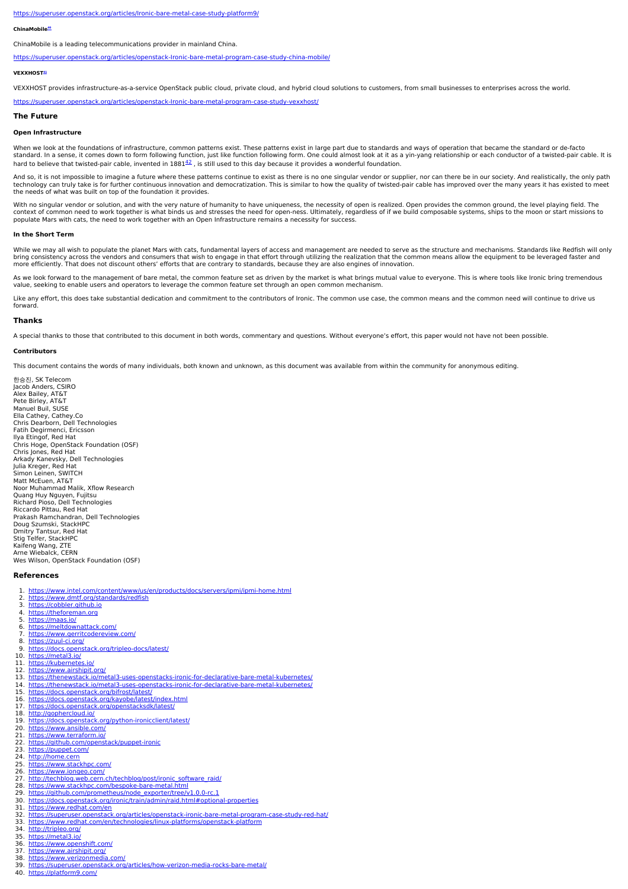https://superuser.openstack.org/articles/Ironic-bare-metal-case-study-platform9/

#### ChinaMobile[40]

ChinaMobile is a leading telecommunications provider in mainland China.

https://superuser.openstack.org/articles/openstack-Ironic-bare-metal-program-case-study-china-mobile/

#### VEXXHOST[41]

VEXXHOST provides infrastructure-as-a-service OpenStack public cloud, private cloud, and hybrid cloud solutions to customers, from small businesses to enterprises across the world.

https://superuser.openstack.org/articles/openstack-Ironic-bare-metal-program-case-study-vexxhost/

## The Future

### Open Infrastructure

When we look at the foundations of infrastructure, common patterns exist. These patterns exist in large part due to standards and ways of operation that became the standard or de-facto standard. In a sense, it comes down to form following function, just like function following form. One could almost look at it as a yin-yang relationship or each conductor of a twisted-pair cable. It is hard to believe that twisted-pair cable, invented in 1881[42], is still used to this day because it provides a wonderful foundation.

And so, it is not impossible to imagine a future where these patterns continue to exist as there is no one singular vendor or supplier, nor can there be in our society. And realistically, the only path technology can truly take is for further continuous innovation and democratization. This is similar to how the quality of twisted-pair cable has improved over the many years it has existed to meet the needs of what was built on top of the foundation it provides.

With no singular vendor or solution, and with the very nature of humanity to have uniqueness, the necessity of open is realized. Open provides the common ground, the level playing field. The context of common need to work together is what binds us and stresses the need for open-ness. Ultimately, regardless of if we build composable systems, ships to the moon or start missions to populate Mars with cats, the need to work together with an Open Infrastructure remains a necessity for success.

### In the Short Term

While we may all wish to populate the planet Mars with cats, fundamental layers of access and management are needed to serve as the structure and mechanisms. Standards like Redfish will only bring consistency across the vendors and consumers that wish to engage in that effort through utilizing the realization that the common means allow the equipment to be leveraged faster and more efficiently. That does not discount others' efforts that are contrary to standards, because they are also engines of innovation.

As we look forward to the management of bare metal, the common feature set as driven by the market is what brings mutual value to everyone. This is where tools like Ironic bring tremendous value, seeking to enable users and operators to leverage the common feature set through an open common mechanism.

Like any effort, this does take substantial dedication and commitment to the contributors of Ironic. The common use case, the common means and the common need will continue to drive us forward.

## Thanks

A special thanks to those that contributed to this document in both words, commentary and questions. Without everyone's effort, this paper would not have not been possible.

### Contributors

This document contains the words of many individuals, both known and unknown, as this document was available from within the community for anonymous editing.

한승진, SK Telecom
Jacob Anders, CSIRO
Alex Bailey, AT&T
Pete Birley, AT&T
Manuel Buil, SUSE
Ella Cathey, Cathey.Co
Chris Dearborn, Dell Technologies
Fatih Degirmenci, Ericsson
Ilya Etingof, Red Hat
Chris Hoge, OpenStack Foundation (OSF)
Chris Jones, Red Hat
Arkady Kanevsky, Dell Technologies
Julia Kreger, Red Hat
Simon Leinen, SWITCH
Matt McEuen, AT&T
Noor Muhammad Malik, Xflow Research
Quang Huy Nguyen, Fujitsu
Richard Pioso, Dell Technologies
Riccardo Pittau, Red Hat
Prakash Ramchandran, Dell Technologies
Doug Szumski, StackHPC
Dmitry Tantsur, Red Hat
Stig Telfer, StackHPC
Kaifeng Wang, ZTE
Arne Wiebalck, CERN
Wes Wilson, OpenStack Foundation (OSF)

## References

1. https://www.intel.com/content/www/us/en/products/docs/servers/ipmi/ipmi-home.html
2. https://www.dmtf.org/standards/redfish
3. https://cobbler.github.io
4. https://theforeman.org
5. https://maas.io/
6. https://meltdownattack.com/
7. https://www.gerritcodereview.com/
8. https://zuul-ci.org/
9. https://docs.openstack.org/tripleo-docs/latest/
10. https://metal3.io/
11. https://kubernetes.io/
12. https://www.airshipit.org/
13. https://thenewstack.io/metal3-uses-openstacks-ironic-for-declarative-bare-metal-kubernetes/
14. https://thenewstack.io/metal3-uses-openstacks-ironic-for-declarative-bare-metal-kubernetes/
15. https://docs.openstack.org/bifrost/latest/
16. https://docs.openstack.org/kayobe/latest/index.html
17. https://docs.openstack.org/openstacksdk/latest/
18. http://gophercloud.io/
19. https://docs.openstack.org/python-ironicclient/latest/
20. https://www.ansible.com/
21. https://www.terraform.io/
22. https://github.com/openstack/puppet-ironic
23. https://puppet.com/
24. http://home.cern
25. https://www.stackhpc.com/
26. https://www.iongeo.com/
27. http://techblog.web.cern.ch/techblog/post/ironic_software_raid/
28. https://www.stackhpc.com/bespoke-bare-metal.html
29. https://github.com/prometheus/node_exporter/tree/v1.0.0-rc.1
30. https://docs.openstack.org/ironic/train/admin/raid.html#optional-properties
31. https://www.redhat.com/en
32. https://superuser.openstack.org/articles/openstack-ironic-bare-metal-program-case-study-red-hat/
33. https://www.redhat.com/en/technologies/linux-platforms/openstack-platform
34. http://tripleo.org/
35. https://metal3.io/
36. https://www.openshift.com/
37. https://www.airshipit.org/
38. https://www.verizonmedia.com/
39. https://superuser.openstack.org/articles/how-verizon-media-rocks-bare-metal/
40. https://platform9.com/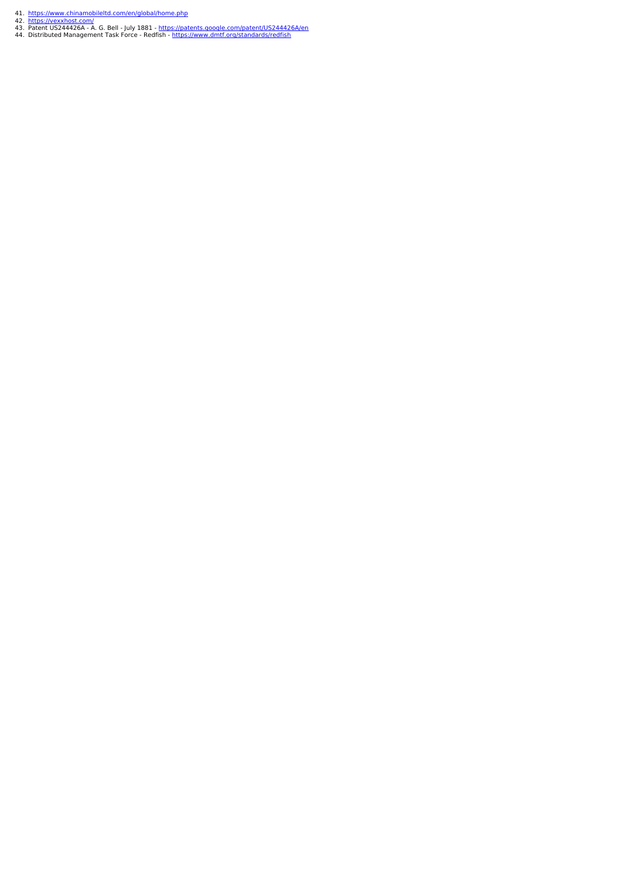41. https://www.chinamobileltd.com/en/global/home.php
42. https://vexxhost.com/
43. Patent US244426A - A. G. Bell - July 1881 - https://patents.google.com/patent/US244426A/en
44. Distributed Management Task Force - Redfish - https://www.dmtf.org/standards/redfish